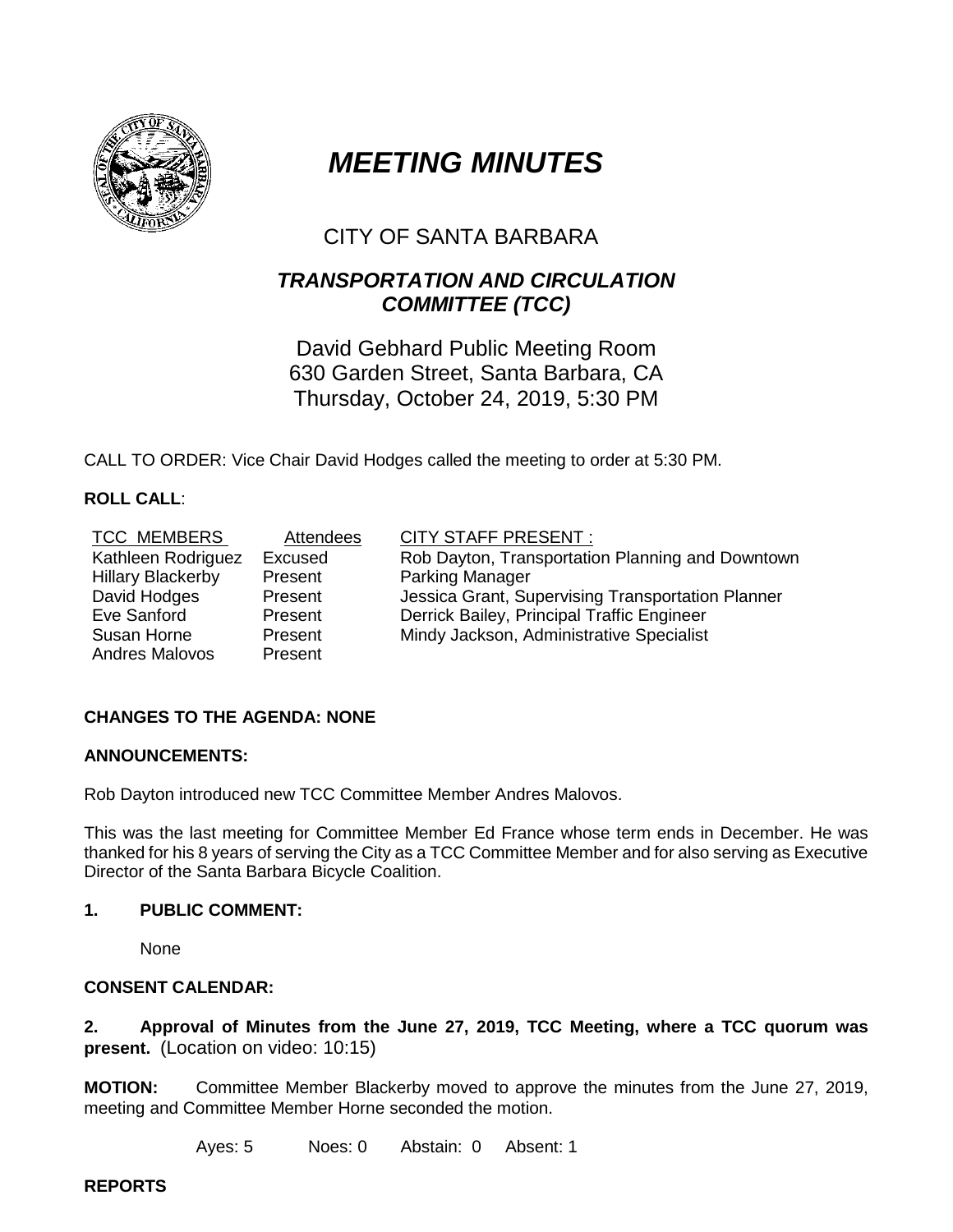# *MEETING MINUTES*

CITY OF SANTA BARBARA

## *TRANSPORTATION AND CIRCULATION COMMITTEE (TCC)*

David Gebhard Public Meeting Room
630 Garden Street, Santa Barbara, CA
Thursday, October 24, 2019, 5:30 PM

CALL TO ORDER: Vice Chair David Hodges called the meeting to order at 5:30 PM.

**ROLL CALL**:

| TCC MEMBERS | Attendees | CITY STAFF PRESENT : |
|---|---|---|
| Kathleen Rodriguez | Excused | Rob Dayton, Transportation Planning and Downtown Parking Manager |
| Hillary Blackerby | Present | Jessica Grant, Supervising Transportation Planner |
| David Hodges | Present | Derrick Bailey, Principal Traffic Engineer |
| Eve Sanford | Present | Mindy Jackson, Administrative Specialist |
| Susan Horne | Present | |
| Andres Malovos | Present | |

**CHANGES TO THE AGENDA: NONE**

**ANNOUNCEMENTS:**

Rob Dayton introduced new TCC Committee Member Andres Malovos.

This was the last meeting for Committee Member Ed France whose term ends in December. He was thanked for his 8 years of serving the City as a TCC Committee Member and for also serving as Executive Director of the Santa Barbara Bicycle Coalition.

**1. PUBLIC COMMENT:**

None

**CONSENT CALENDAR:**

**2. Approval of Minutes from the June 27, 2019, TCC Meeting, where a TCC quorum was present.** (Location on video: 10:15)

**MOTION:** Committee Member Blackerby moved to approve the minutes from the June 27, 2019, meeting and Committee Member Horne seconded the motion.

Ayes: 5 Noes: 0 Abstain: 0 Absent: 1

**REPORTS**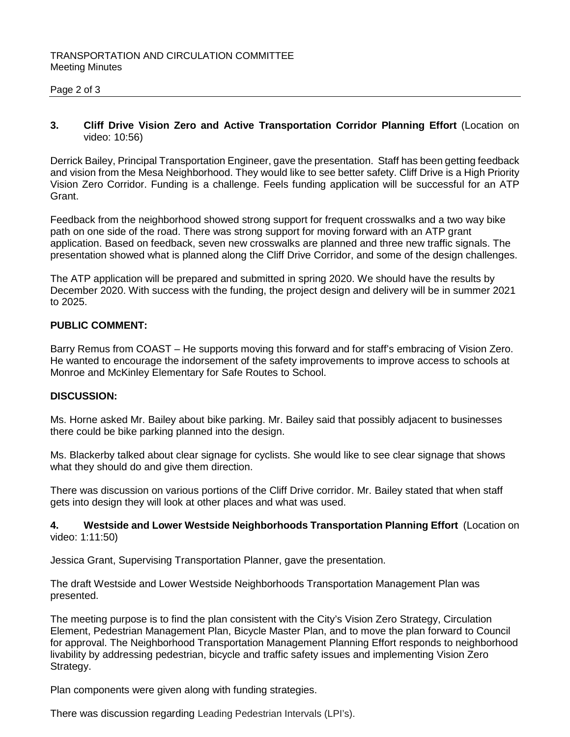**3. Cliff Drive Vision Zero and Active Transportation Corridor Planning Effort** (Location on video: 10:56)

Derrick Bailey, Principal Transportation Engineer, gave the presentation. Staff has been getting feedback and vision from the Mesa Neighborhood. They would like to see better safety. Cliff Drive is a High Priority Vision Zero Corridor. Funding is a challenge. Feels funding application will be successful for an ATP Grant.

Feedback from the neighborhood showed strong support for frequent crosswalks and a two way bike path on one side of the road. There was strong support for moving forward with an ATP grant application. Based on feedback, seven new crosswalks are planned and three new traffic signals. The presentation showed what is planned along the Cliff Drive Corridor, and some of the design challenges.

The ATP application will be prepared and submitted in spring 2020. We should have the results by December 2020. With success with the funding, the project design and delivery will be in summer 2021 to 2025.

**PUBLIC COMMENT:**

Barry Remus from COAST – He supports moving this forward and for staff's embracing of Vision Zero. He wanted to encourage the indorsement of the safety improvements to improve access to schools at Monroe and McKinley Elementary for Safe Routes to School.

**DISCUSSION:**

Ms. Horne asked Mr. Bailey about bike parking. Mr. Bailey said that possibly adjacent to businesses there could be bike parking planned into the design.

Ms. Blackerby talked about clear signage for cyclists. She would like to see clear signage that shows what they should do and give them direction.

There was discussion on various portions of the Cliff Drive corridor. Mr. Bailey stated that when staff gets into design they will look at other places and what was used.

**4. Westside and Lower Westside Neighborhoods Transportation Planning Effort** (Location on video: 1:11:50)

Jessica Grant, Supervising Transportation Planner, gave the presentation.

The draft Westside and Lower Westside Neighborhoods Transportation Management Plan was presented.

The meeting purpose is to find the plan consistent with the City's Vision Zero Strategy, Circulation Element, Pedestrian Management Plan, Bicycle Master Plan, and to move the plan forward to Council for approval. The Neighborhood Transportation Management Planning Effort responds to neighborhood livability by addressing pedestrian, bicycle and traffic safety issues and implementing Vision Zero Strategy.

Plan components were given along with funding strategies.

There was discussion regarding Leading Pedestrian Intervals (LPI's).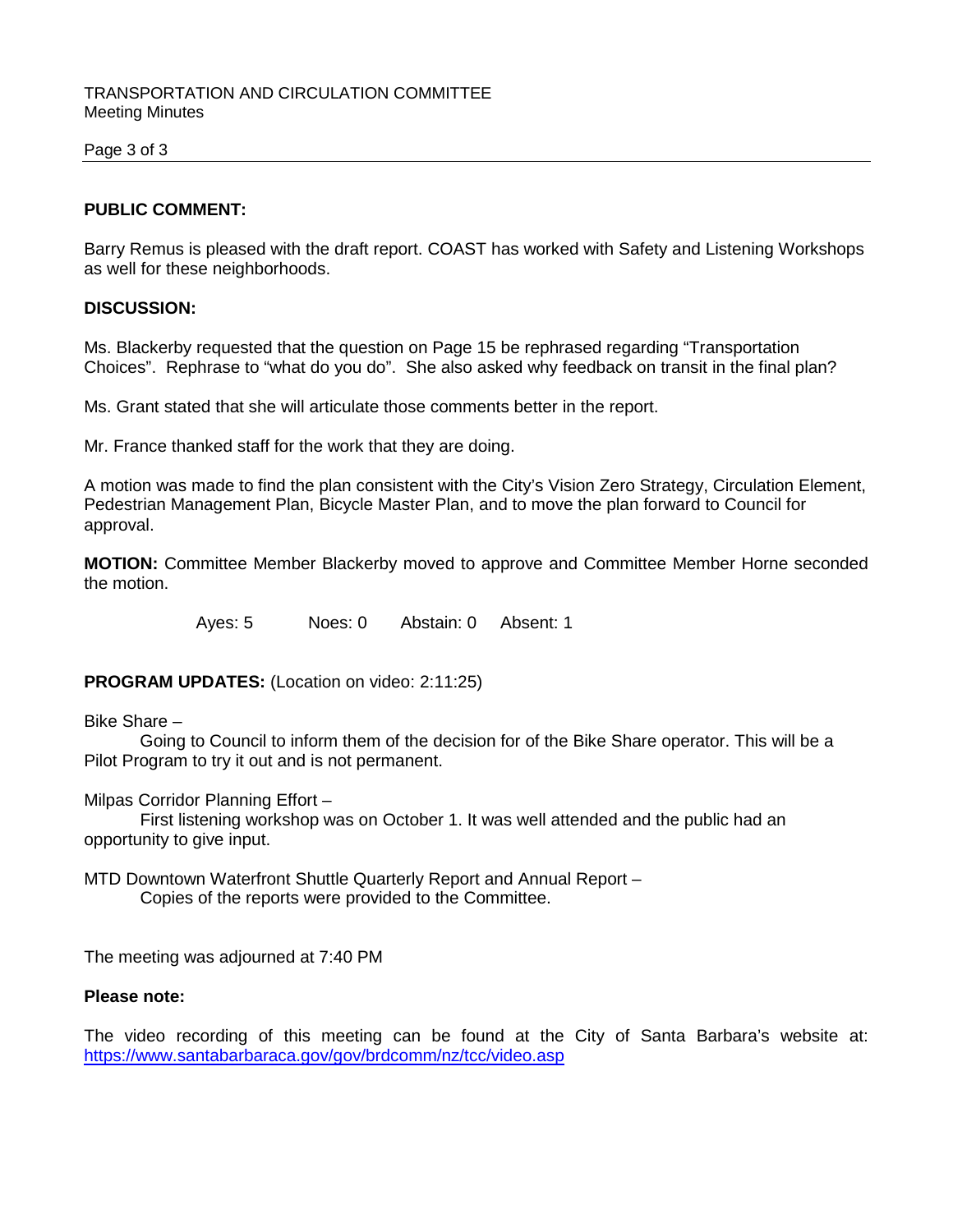**PUBLIC COMMENT:**

Barry Remus is pleased with the draft report. COAST has worked with Safety and Listening Workshops as well for these neighborhoods.

**DISCUSSION:**

Ms. Blackerby requested that the question on Page 15 be rephrased regarding “Transportation Choices”. Rephrase to “what do you do”. She also asked why feedback on transit in the final plan?

Ms. Grant stated that she will articulate those comments better in the report.

Mr. France thanked staff for the work that they are doing.

A motion was made to find the plan consistent with the City’s Vision Zero Strategy, Circulation Element, Pedestrian Management Plan, Bicycle Master Plan, and to move the plan forward to Council for approval.

**MOTION:** Committee Member Blackerby moved to approve and Committee Member Horne seconded the motion.

Ayes: 5 Noes: 0 Abstain: 0 Absent: 1

**PROGRAM UPDATES:** (Location on video: 2:11:25)

Bike Share –

Going to Council to inform them of the decision for of the Bike Share operator. This will be a Pilot Program to try it out and is not permanent.

Milpas Corridor Planning Effort –

First listening workshop was on October 1. It was well attended and the public had an opportunity to give input.

MTD Downtown Waterfront Shuttle Quarterly Report and Annual Report –

Copies of the reports were provided to the Committee.

The meeting was adjourned at 7:40 PM

**Please note:**

The video recording of this meeting can be found at the City of Santa Barbara’s website at: [https://www.santabarbaraca.gov/gov/brdcomm/nz/tcc/video.asp](https://www.santabarbaraca.gov/gov/brdcomm/nz/tcc/video.asp)